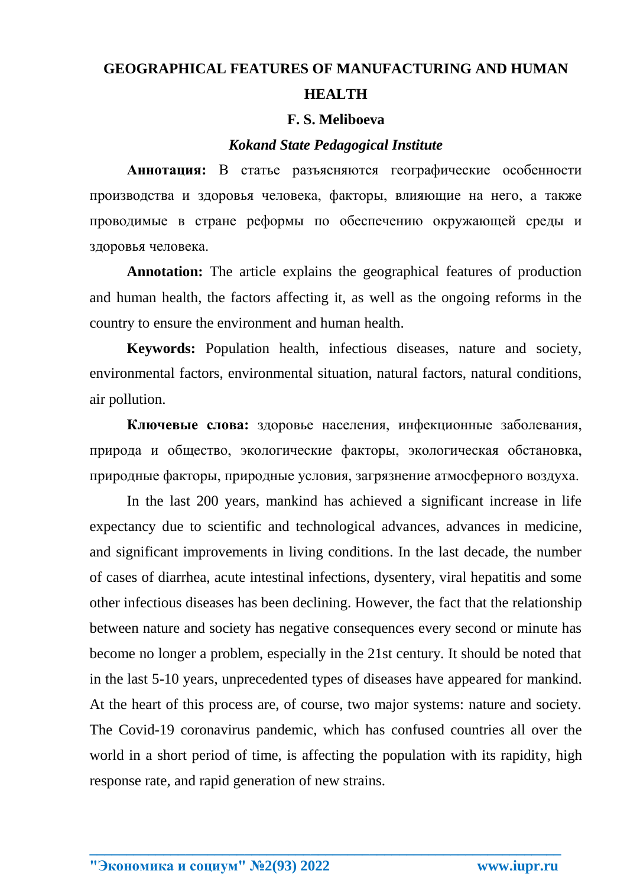# GEOGRAPHICAL FEATURES OF MANUFACTURING AND HUMAN HEALTH

**F. S. Meliboeva**

***Kokand State Pedagogical Institute***

**Аннотация:** В статье разъясняются географические особенности производства и здоровья человека, факторы, влияющие на него, а также проводимые в стране реформы по обеспечению окружающей среды и здоровья человека.

**Annotation:** The article explains the geographical features of production and human health, the factors affecting it, as well as the ongoing reforms in the country to ensure the environment and human health.

**Keywords:** Population health, infectious diseases, nature and society, environmental factors, environmental situation, natural factors, natural conditions, air pollution.

**Ключевые слова:** здоровье населения, инфекционные заболевания, природа и общество, экологические факторы, экологическая обстановка, природные факторы, природные условия, загрязнение атмосферного воздуха.

In the last 200 years, mankind has achieved a significant increase in life expectancy due to scientific and technological advances, advances in medicine, and significant improvements in living conditions. In the last decade, the number of cases of diarrhea, acute intestinal infections, dysentery, viral hepatitis and some other infectious diseases has been declining. However, the fact that the relationship between nature and society has negative consequences every second or minute has become no longer a problem, especially in the 21st century. It should be noted that in the last 5-10 years, unprecedented types of diseases have appeared for mankind. At the heart of this process are, of course, two major systems: nature and society. The Covid-19 coronavirus pandemic, which has confused countries all over the world in a short period of time, is affecting the population with its rapidity, high response rate, and rapid generation of new strains.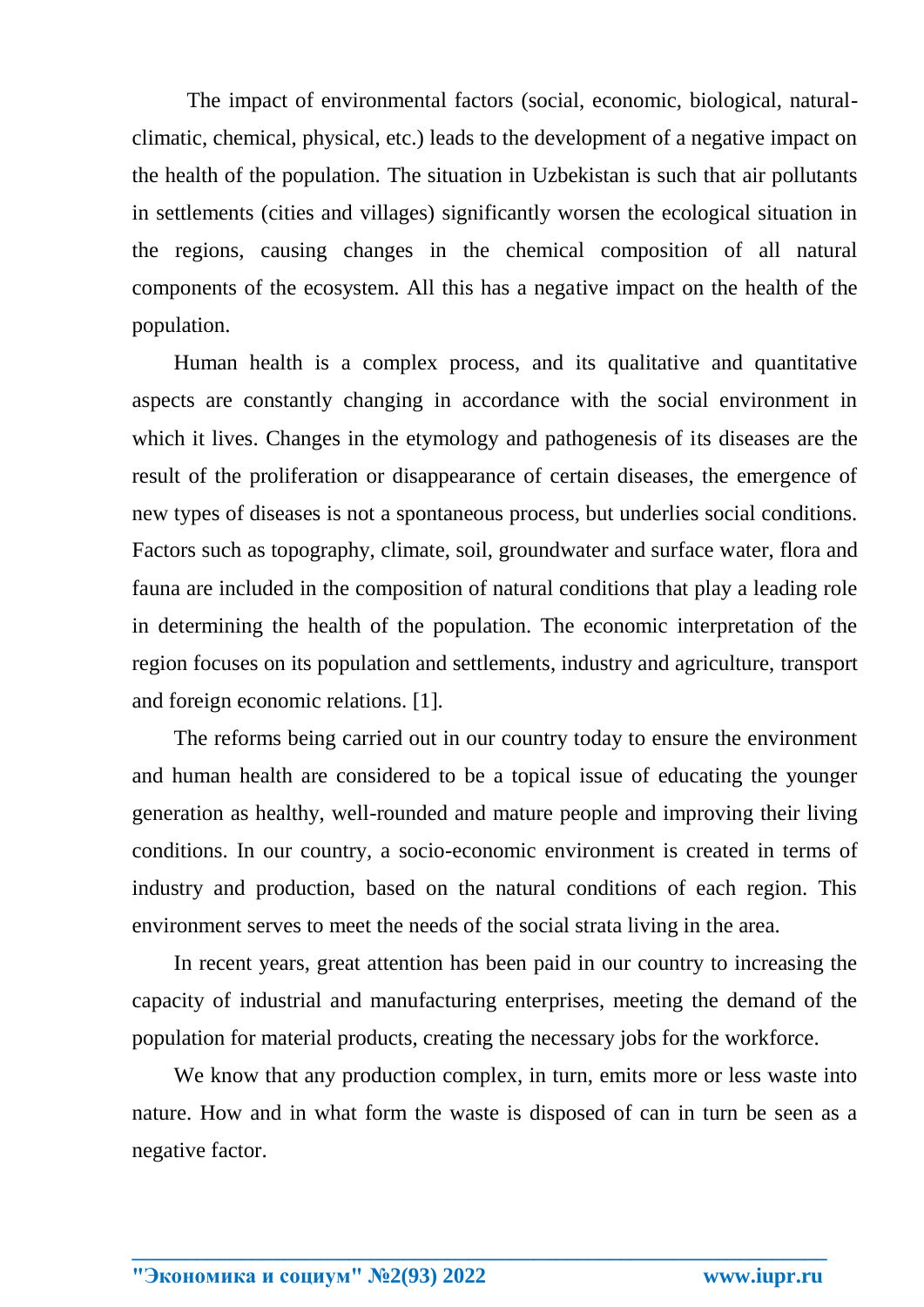The impact of environmental factors (social, economic, biological, natural-climatic, chemical, physical, etc.) leads to the development of a negative impact on the health of the population. The situation in Uzbekistan is such that air pollutants in settlements (cities and villages) significantly worsen the ecological situation in the regions, causing changes in the chemical composition of all natural components of the ecosystem. All this has a negative impact on the health of the population.

Human health is a complex process, and its qualitative and quantitative aspects are constantly changing in accordance with the social environment in which it lives. Changes in the etymology and pathogenesis of its diseases are the result of the proliferation or disappearance of certain diseases, the emergence of new types of diseases is not a spontaneous process, but underlies social conditions. Factors such as topography, climate, soil, groundwater and surface water, flora and fauna are included in the composition of natural conditions that play a leading role in determining the health of the population. The economic interpretation of the region focuses on its population and settlements, industry and agriculture, transport and foreign economic relations. [1].

The reforms being carried out in our country today to ensure the environment and human health are considered to be a topical issue of educating the younger generation as healthy, well-rounded and mature people and improving their living conditions. In our country, a socio-economic environment is created in terms of industry and production, based on the natural conditions of each region. This environment serves to meet the needs of the social strata living in the area.

In recent years, great attention has been paid in our country to increasing the capacity of industrial and manufacturing enterprises, meeting the demand of the population for material products, creating the necessary jobs for the workforce.

We know that any production complex, in turn, emits more or less waste into nature. How and in what form the waste is disposed of can in turn be seen as a negative factor.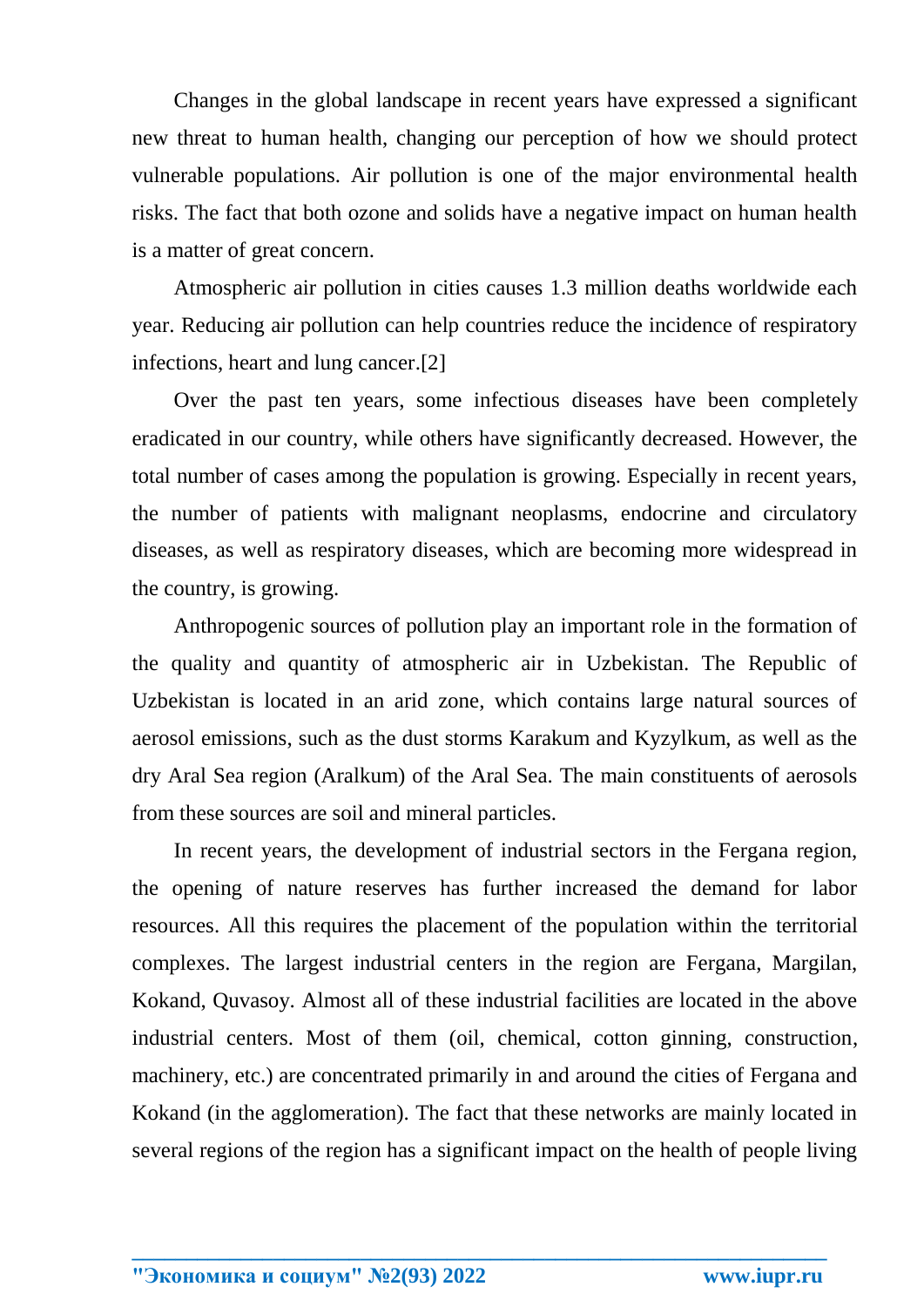Changes in the global landscape in recent years have expressed a significant new threat to human health, changing our perception of how we should protect vulnerable populations. Air pollution is one of the major environmental health risks. The fact that both ozone and solids have a negative impact on human health is a matter of great concern.

Atmospheric air pollution in cities causes 1.3 million deaths worldwide each year. Reducing air pollution can help countries reduce the incidence of respiratory infections, heart and lung cancer.[2]

Over the past ten years, some infectious diseases have been completely eradicated in our country, while others have significantly decreased. However, the total number of cases among the population is growing. Especially in recent years, the number of patients with malignant neoplasms, endocrine and circulatory diseases, as well as respiratory diseases, which are becoming more widespread in the country, is growing.

Anthropogenic sources of pollution play an important role in the formation of the quality and quantity of atmospheric air in Uzbekistan. The Republic of Uzbekistan is located in an arid zone, which contains large natural sources of aerosol emissions, such as the dust storms Karakum and Kyzylkum, as well as the dry Aral Sea region (Aralkum) of the Aral Sea. The main constituents of aerosols from these sources are soil and mineral particles.

In recent years, the development of industrial sectors in the Fergana region, the opening of nature reserves has further increased the demand for labor resources. All this requires the placement of the population within the territorial complexes. The largest industrial centers in the region are Fergana, Margilan, Kokand, Quvasoy. Almost all of these industrial facilities are located in the above industrial centers. Most of them (oil, chemical, cotton ginning, construction, machinery, etc.) are concentrated primarily in and around the cities of Fergana and Kokand (in the agglomeration). The fact that these networks are mainly located in several regions of the region has a significant impact on the health of people living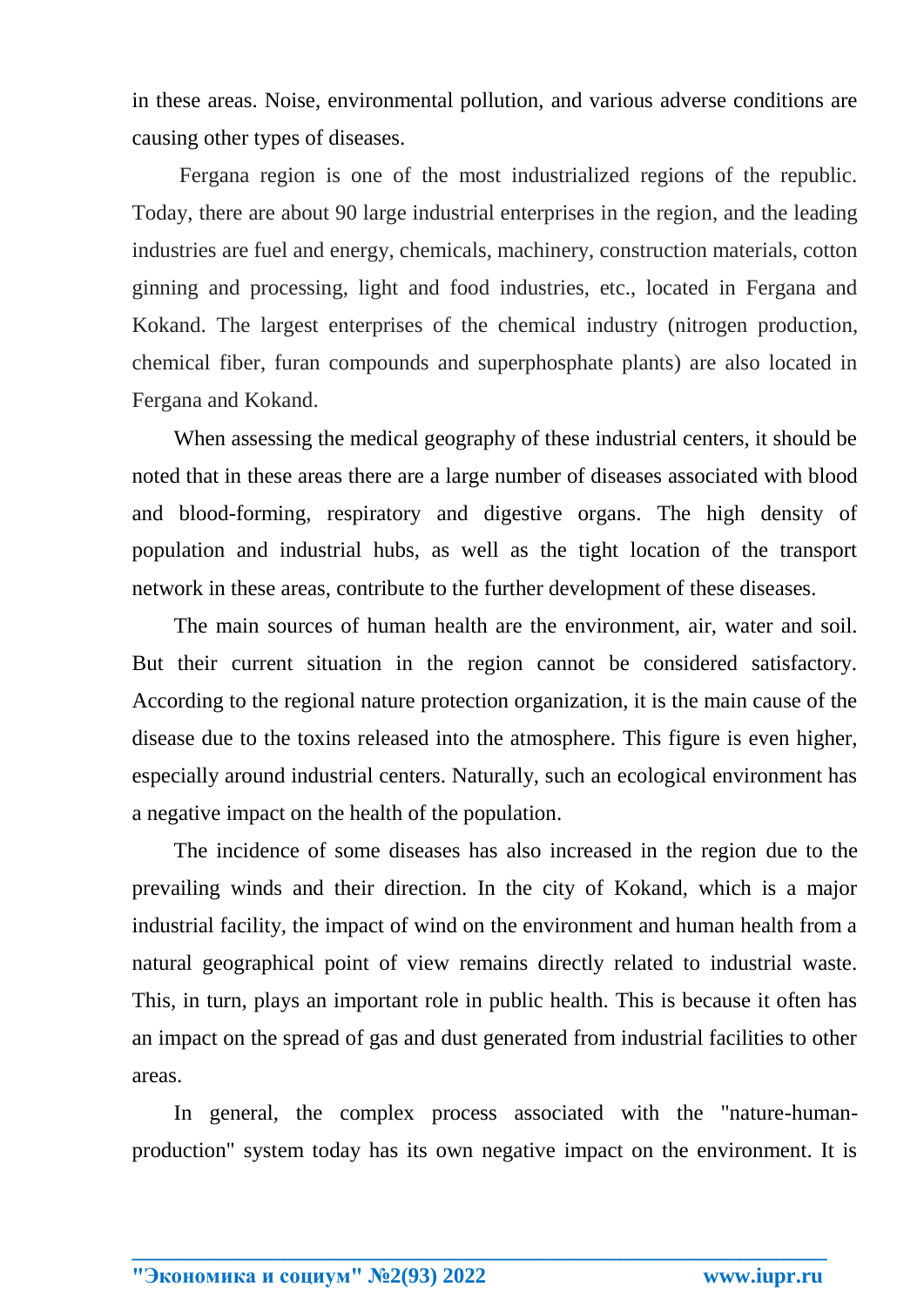in these areas. Noise, environmental pollution, and various adverse conditions are causing other types of diseases.

Fergana region is one of the most industrialized regions of the republic. Today, there are about 90 large industrial enterprises in the region, and the leading industries are fuel and energy, chemicals, machinery, construction materials, cotton ginning and processing, light and food industries, etc., located in Fergana and Kokand. The largest enterprises of the chemical industry (nitrogen production, chemical fiber, furan compounds and superphosphate plants) are also located in Fergana and Kokand.

When assessing the medical geography of these industrial centers, it should be noted that in these areas there are a large number of diseases associated with blood and blood-forming, respiratory and digestive organs. The high density of population and industrial hubs, as well as the tight location of the transport network in these areas, contribute to the further development of these diseases.

The main sources of human health are the environment, air, water and soil. But their current situation in the region cannot be considered satisfactory. According to the regional nature protection organization, it is the main cause of the disease due to the toxins released into the atmosphere. This figure is even higher, especially around industrial centers. Naturally, such an ecological environment has a negative impact on the health of the population.

The incidence of some diseases has also increased in the region due to the prevailing winds and their direction. In the city of Kokand, which is a major industrial facility, the impact of wind on the environment and human health from a natural geographical point of view remains directly related to industrial waste. This, in turn, plays an important role in public health. This is because it often has an impact on the spread of gas and dust generated from industrial facilities to other areas.

In general, the complex process associated with the "nature-human-production" system today has its own negative impact on the environment. It is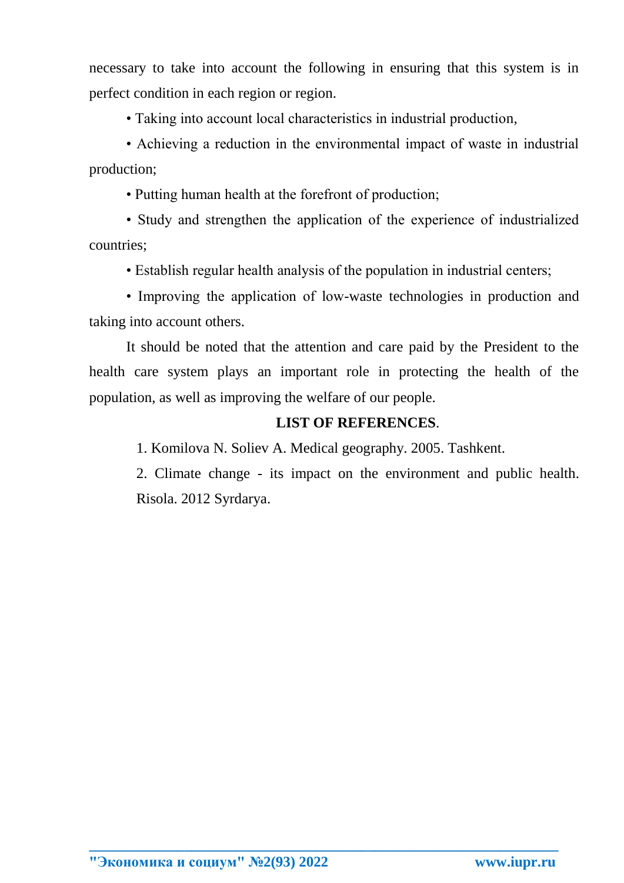necessary to take into account the following in ensuring that this system is in perfect condition in each region or region.

- Taking into account local characteristics in industrial production,
- Achieving a reduction in the environmental impact of waste in industrial production;
- Putting human health at the forefront of production;
- Study and strengthen the application of the experience of industrialized countries;
- Establish regular health analysis of the population in industrial centers;
- Improving the application of low-waste technologies in production and taking into account others.

It should be noted that the attention and care paid by the President to the health care system plays an important role in protecting the health of the population, as well as improving the welfare of our people.

## LIST OF REFERENCES.

1. Komilova N. Soliev A. Medical geography. 2005. Tashkent.
2. Climate change - its impact on the environment and public health. Risola. 2012 Syrdarya.